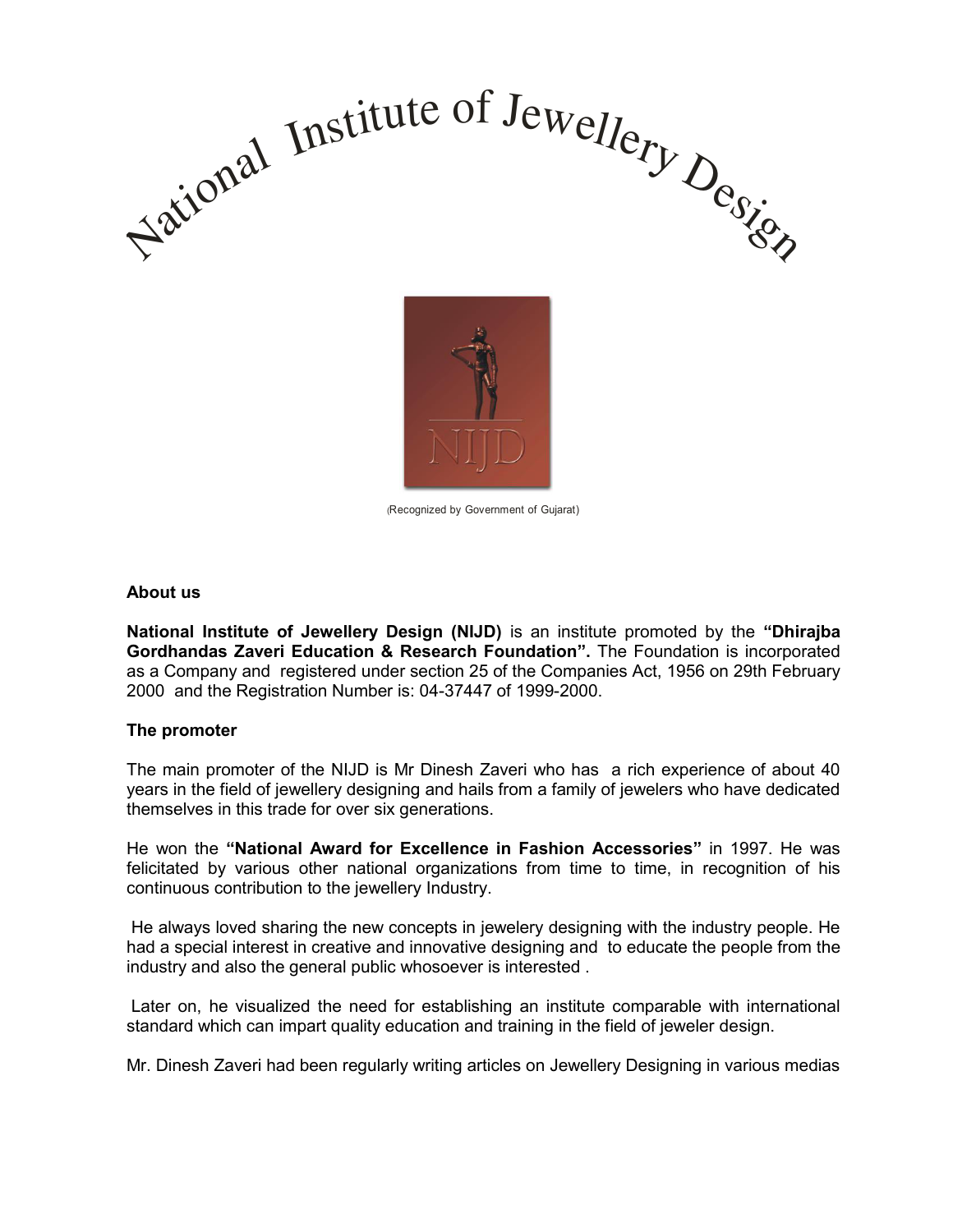# National Institute of Jewellery Design

(Recognized by Government of Gujarat)

**About us**

**National Institute of Jewellery Design (NIJD)** is an institute promoted by the **"Dhirajba Gordhandas Zaveri Education & Research Foundation".** The Foundation is incorporated as a Company and registered under section 25 of the Companies Act, 1956 on 29th February 2000 and the Registration Number is: 04-37447 of 1999-2000.

**The promoter**

The main promoter of the NIJD is Mr Dinesh Zaveri who has a rich experience of about 40 years in the field of jewellery designing and hails from a family of jewelers who have dedicated themselves in this trade for over six generations.

He won the **"National Award for Excellence in Fashion Accessories"** in 1997. He was felicitated by various other national organizations from time to time, in recognition of his continuous contribution to the jewellery Industry.

He always loved sharing the new concepts in jewelery designing with the industry people. He had a special interest in creative and innovative designing and to educate the people from the industry and also the general public whosoever is interested .

Later on, he visualized the need for establishing an institute comparable with international standard which can impart quality education and training in the field of jeweler design.

Mr. Dinesh Zaveri had been regularly writing articles on Jewellery Designing in various medias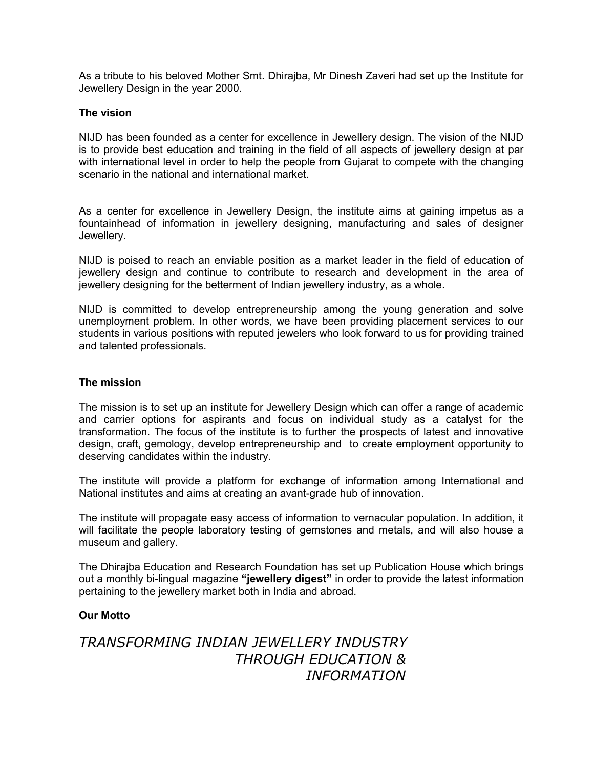As a tribute to his beloved Mother Smt. Dhirajba, Mr Dinesh Zaveri had set up the Institute for Jewellery Design in the year 2000.

**The vision**

NIJD has been founded as a center for excellence in Jewellery design. The vision of the NIJD is to provide best education and training in the field of all aspects of jewellery design at par with international level in order to help the people from Gujarat to compete with the changing scenario in the national and international market.

As a center for excellence in Jewellery Design, the institute aims at gaining impetus as a fountainhead of information in jewellery designing, manufacturing and sales of designer Jewellery.

NIJD is poised to reach an enviable position as a market leader in the field of education of jewellery design and continue to contribute to research and development in the area of jewellery designing for the betterment of Indian jewellery industry, as a whole.

NIJD is committed to develop entrepreneurship among the young generation and solve unemployment problem. In other words, we have been providing placement services to our students in various positions with reputed jewelers who look forward to us for providing trained and talented professionals.

**The mission**

The mission is to set up an institute for Jewellery Design which can offer a range of academic and carrier options for aspirants and focus on individual study as a catalyst for the transformation. The focus of the institute is to further the prospects of latest and innovative design, craft, gemology, develop entrepreneurship and to create employment opportunity to deserving candidates within the industry.

The institute will provide a platform for exchange of information among International and National institutes and aims at creating an avant-grade hub of innovation.

The institute will propagate easy access of information to vernacular population. In addition, it will facilitate the people laboratory testing of gemstones and metals, and will also house a museum and gallery.

The Dhirajba Education and Research Foundation has set up Publication House which brings out a monthly bi-lingual magazine **"jewellery digest"** in order to provide the latest information pertaining to the jewellery market both in India and abroad.

**Our Motto**

*TRANSFORMING INDIAN JEWELLERY INDUSTRY THROUGH EDUCATION & INFORMATION*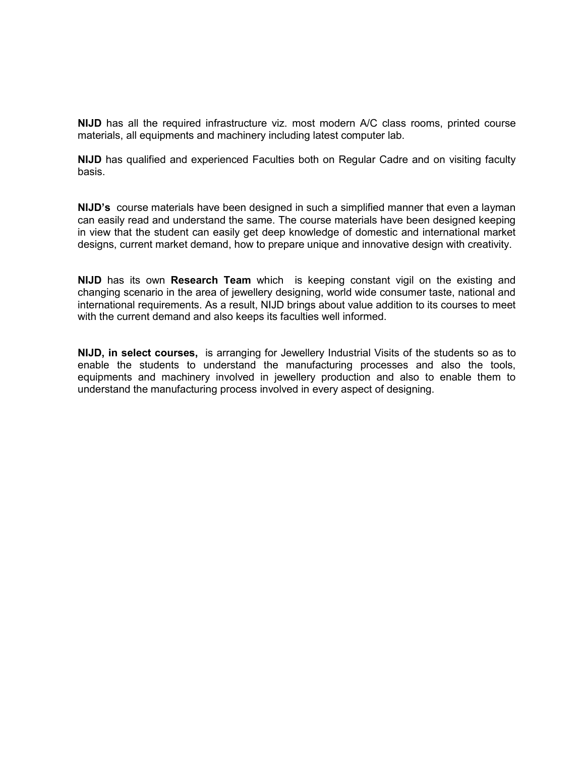**NIJD** has all the required infrastructure viz. most modern A/C class rooms, printed course materials, all equipments and machinery including latest computer lab.

**NIJD** has qualified and experienced Faculties both on Regular Cadre and on visiting faculty basis.

**NIJD's** course materials have been designed in such a simplified manner that even a layman can easily read and understand the same. The course materials have been designed keeping in view that the student can easily get deep knowledge of domestic and international market designs, current market demand, how to prepare unique and innovative design with creativity.

**NIJD** has its own **Research Team** which is keeping constant vigil on the existing and changing scenario in the area of jewellery designing, world wide consumer taste, national and international requirements. As a result, NIJD brings about value addition to its courses to meet with the current demand and also keeps its faculties well informed.

**NIJD, in select courses,** is arranging for Jewellery Industrial Visits of the students so as to enable the students to understand the manufacturing processes and also the tools, equipments and machinery involved in jewellery production and also to enable them to understand the manufacturing process involved in every aspect of designing.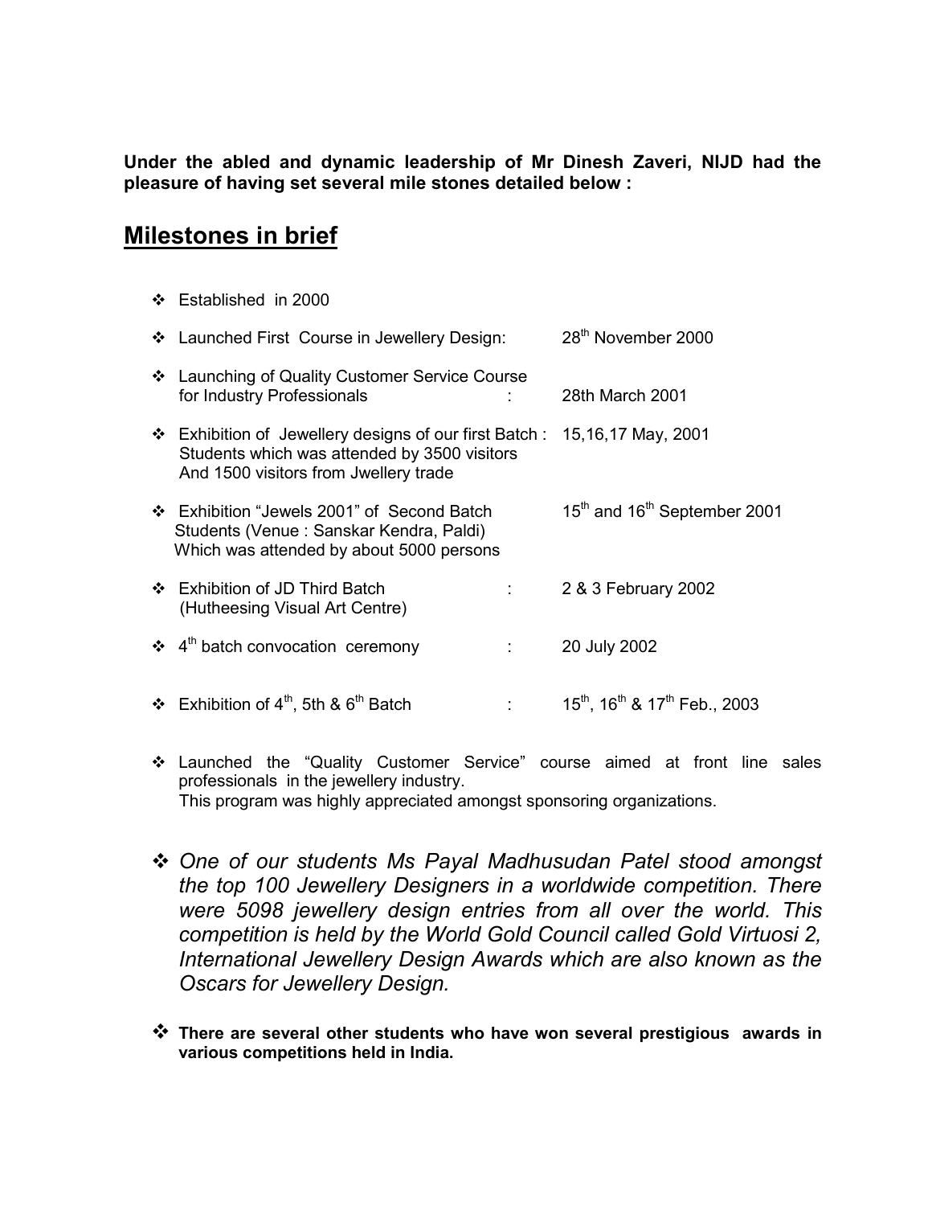**Under the abled and dynamic leadership of Mr Dinesh Zaveri, NIJD had the pleasure of having set several mile stones detailed below :**

## Milestones in brief

- Established in 2000
- Launched First Course in Jewellery Design: 28th November 2000
- Launching of Quality Customer Service Course for Industry Professionals : 28th March 2001
- Exhibition of Jewellery designs of our first Batch : 15,16,17 May, 2001
  Students which was attended by 3500 visitors And 1500 visitors from Jwellery trade
- Exhibition "Jewels 2001" of Second Batch Students (Venue : Sanskar Kendra, Paldi) Which was attended by about 5000 persons : 15th and 16th September 2001
- Exhibition of JD Third Batch (Hutheesing Visual Art Centre) : 2 & 3 February 2002
- 4th batch convocation ceremony : 20 July 2002
- Exhibition of 4th, 5th & 6th Batch : 15th, 16th & 17th Feb., 2003
- Launched the "Quality Customer Service" course aimed at front line sales professionals in the jewellery industry.
  This program was highly appreciated amongst sponsoring organizations.
- *One of our students Ms Payal Madhusudan Patel stood amongst the top 100 Jewellery Designers in a worldwide competition. There were 5098 jewellery design entries from all over the world. This competition is held by the World Gold Council called Gold Virtuosi 2, International Jewellery Design Awards which are also known as the Oscars for Jewellery Design.*
- **There are several other students who have won several prestigious awards in various competitions held in India.**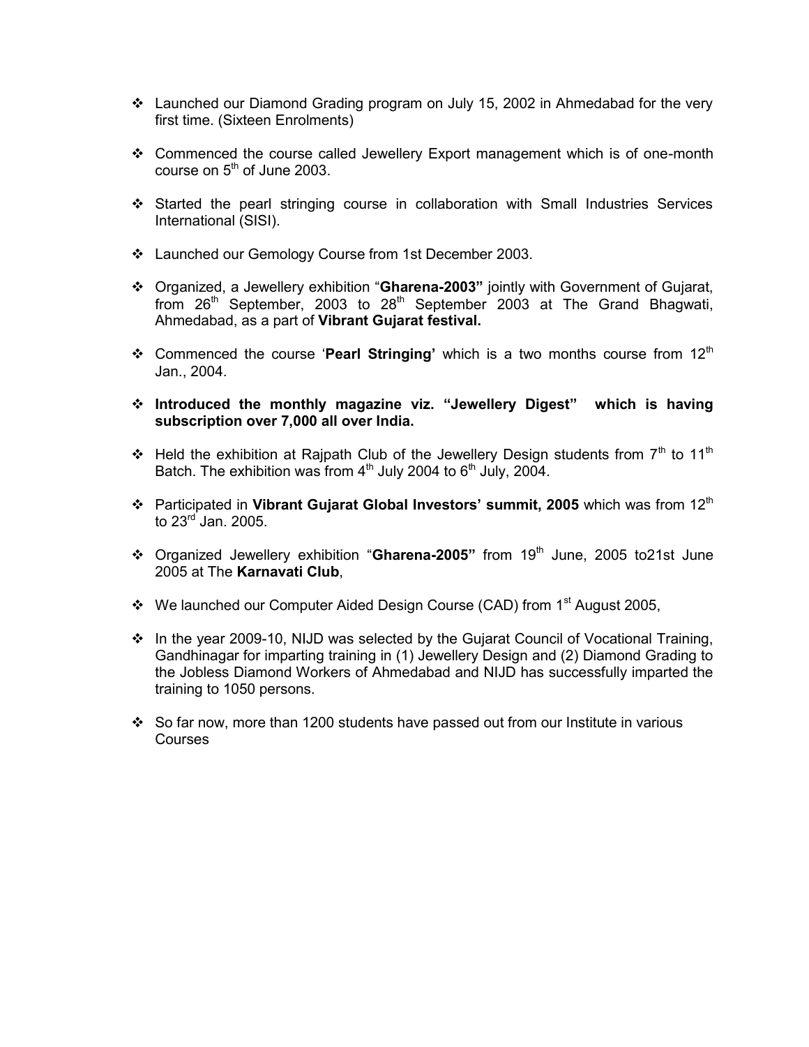- Launched our Diamond Grading program on July 15, 2002 in Ahmedabad for the very first time. (Sixteen Enrolments)

- Commenced the course called Jewellery Export management which is of one-month course on 5th of June 2003.

- Started the pearl stringing course in collaboration with Small Industries Services International (SISI).

- Launched our Gemology Course from 1st December 2003.

- Organized, a Jewellery exhibition "**Gharena-2003"** jointly with Government of Gujarat, from 26th September, 2003 to 28th September 2003 at The Grand Bhagwati, Ahmedabad, as a part of **Vibrant Gujarat festival.**

- Commenced the course '**Pearl Stringing'** which is a two months course from 12th Jan., 2004.

- **Introduced the monthly magazine viz. "Jewellery Digest" which is having subscription over 7,000 all over India.**

- Held the exhibition at Rajpath Club of the Jewellery Design students from 7th to 11th Batch. The exhibition was from 4th July 2004 to 6th July, 2004.

- Participated in **Vibrant Gujarat Global Investors' summit, 2005** which was from 12th to 23rd Jan. 2005.

- Organized Jewellery exhibition "**Gharena-2005"** from 19th June, 2005 to21st June 2005 at The **Karnavati Club**,

- We launched our Computer Aided Design Course (CAD) from 1st August 2005,

- In the year 2009-10, NIJD was selected by the Gujarat Council of Vocational Training, Gandhinagar for imparting training in (1) Jewellery Design and (2) Diamond Grading to the Jobless Diamond Workers of Ahmedabad and NIJD has successfully imparted the training to 1050 persons.

- So far now, more than 1200 students have passed out from our Institute in various Courses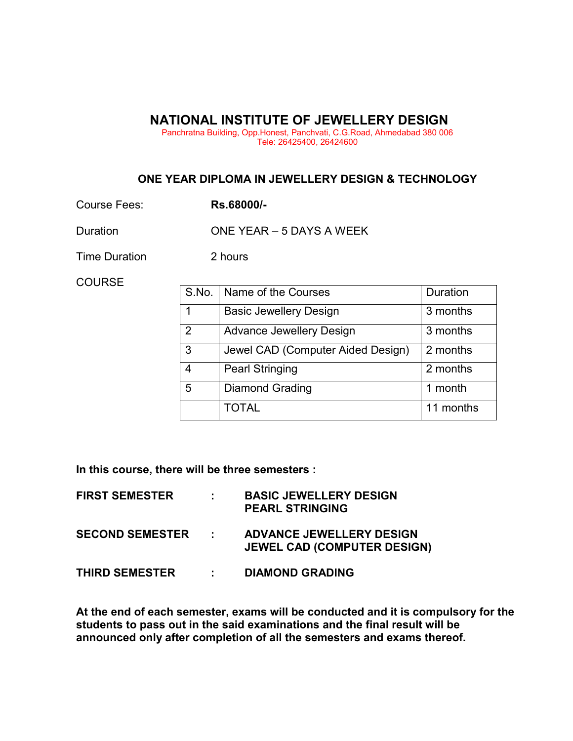# NATIONAL INSTITUTE OF JEWELLERY DESIGN

Panchratna Building, Opp.Honest, Panchvati, C.G.Road, Ahmedabad 380 006
Tele: 26425400, 26424600

## ONE YEAR DIPLOMA IN JEWELLERY DESIGN & TECHNOLOGY

Course Fees: **Rs.68000/-**

Duration: ONE YEAR – 5 DAYS A WEEK

Time Duration: 2 hours

COURSE

| S.No. | Name of the Courses | Duration |
|---|---|---|
| 1 | Basic Jewellery Design | 3 months |
| 2 | Advance Jewellery Design | 3 months |
| 3 | Jewel CAD (Computer Aided Design) | 2 months |
| 4 | Pearl Stringing | 2 months |
| 5 | Diamond Grading | 1 month |
| | TOTAL | 11 months |

**In this course, there will be three semesters :**

**FIRST SEMESTER : BASIC JEWELLERY DESIGN**
**PEARL STRINGING**

**SECOND SEMESTER : ADVANCE JEWELLERY DESIGN**
**JEWEL CAD (COMPUTER DESIGN)**

**THIRD SEMESTER : DIAMOND GRADING**

**At the end of each semester, exams will be conducted and it is compulsory for the students to pass out in the said examinations and the final result will be announced only after completion of all the semesters and exams thereof.**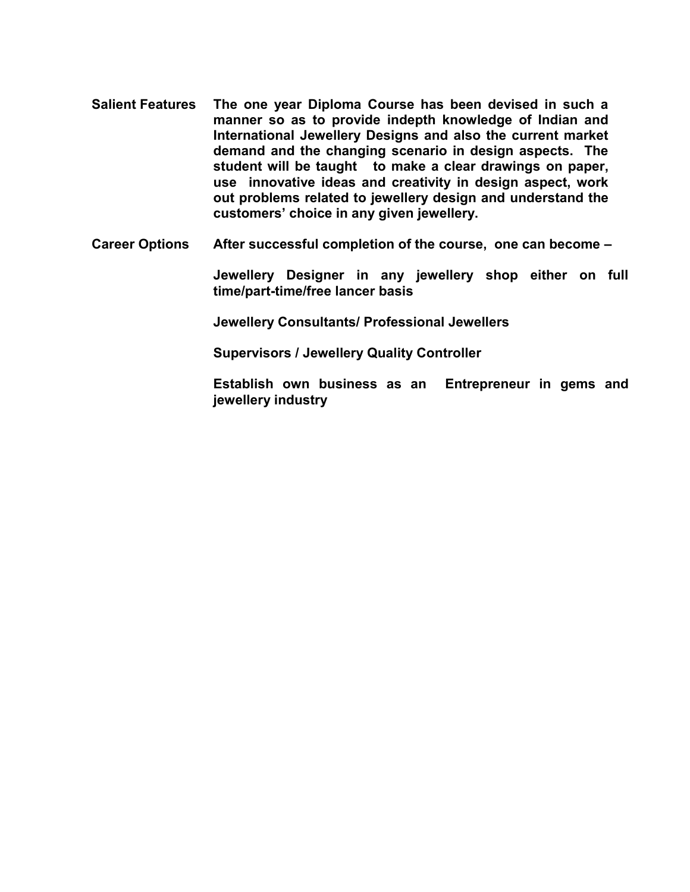**Salient Features** **The one year Diploma Course has been devised in such a manner so as to provide indepth knowledge of Indian and International Jewellery Designs and also the current market demand and the changing scenario in design aspects. The student will be taught to make a clear drawings on paper, use innovative ideas and creativity in design aspect, work out problems related to jewellery design and understand the customers' choice in any given jewellery.**

**Career Options** **After successful completion of the course, one can become –**

**Jewellery Designer in any jewellery shop either on full time/part-time/free lancer basis**

**Jewellery Consultants/ Professional Jewellers**

**Supervisors / Jewellery Quality Controller**

**Establish own business as an Entrepreneur in gems and jewellery industry**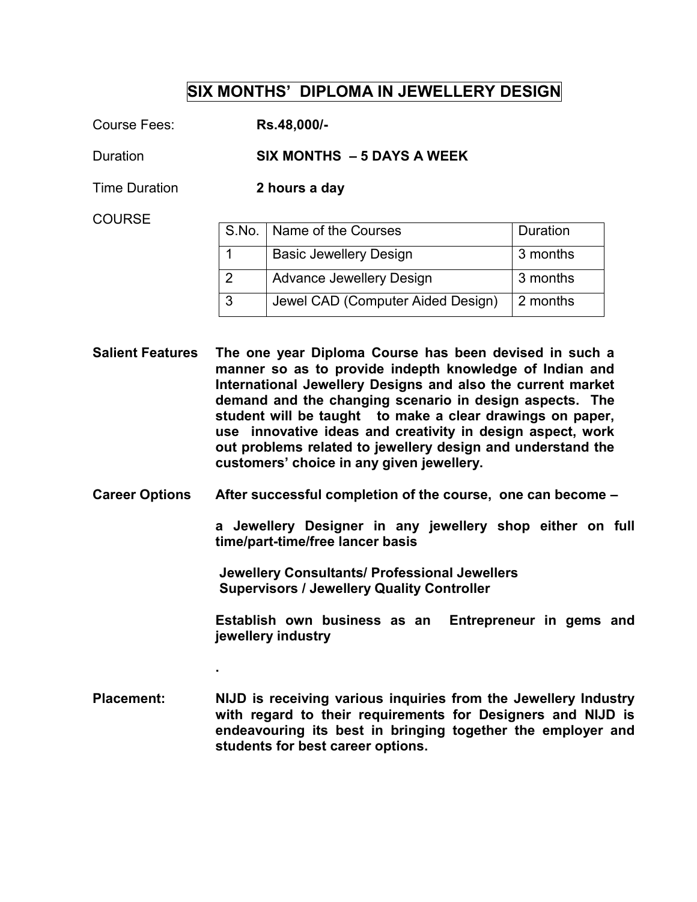# SIX MONTHS' DIPLOMA IN JEWELLERY DESIGN

Course Fees: **Rs.48,000/-**

Duration **SIX MONTHS – 5 DAYS A WEEK**

Time Duration **2 hours a day**

COURSE

| S.No. | Name of the Courses | Duration |
|---|---|---|
| 1 | Basic Jewellery Design | 3 months |
| 2 | Advance Jewellery Design | 3 months |
| 3 | Jewel CAD (Computer Aided Design) | 2 months |

**Salient Features** **The one year Diploma Course has been devised in such a manner so as to provide indepth knowledge of Indian and International Jewellery Designs and also the current market demand and the changing scenario in design aspects. The student will be taught to make a clear drawings on paper, use innovative ideas and creativity in design aspect, work out problems related to jewellery design and understand the customers' choice in any given jewellery.**

**Career Options** **After successful completion of the course, one can become –**

**a Jewellery Designer in any jewellery shop either on full time/part-time/free lancer basis**

**Jewellery Consultants/ Professional Jewellers**
**Supervisors / Jewellery Quality Controller**

**Establish own business as an Entrepreneur in gems and jewellery industry**

.

**Placement:** **NIJD is receiving various inquiries from the Jewellery Industry with regard to their requirements for Designers and NIJD is endeavouring its best in bringing together the employer and students for best career options.**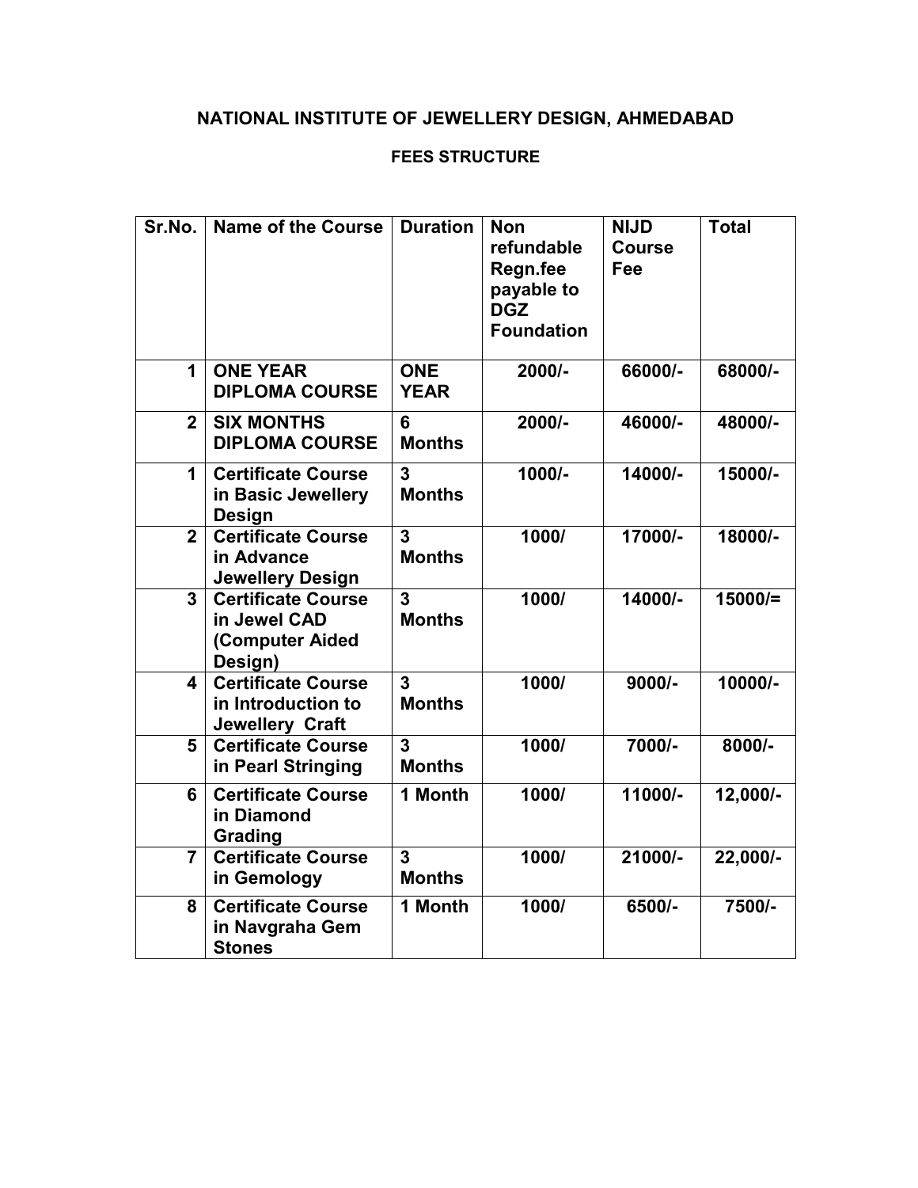# NATIONAL INSTITUTE OF JEWELLERY DESIGN, AHMEDABAD

## FEES STRUCTURE

| Sr.No. | Name of the Course | Duration | Non refundable Regn.fee payable to DGZ Foundation | NIJD Course Fee | Total |
|---|---|---|---|---|---|
| 1 | **ONE YEAR DIPLOMA COURSE** | **ONE YEAR** | **2000/-** | **66000/-** | **68000/-** |
| 2 | **SIX MONTHS DIPLOMA COURSE** | **6 Months** | **2000/-** | **46000/-** | **48000/-** |
| 1 | **Certificate Course in Basic Jewellery Design** | **3 Months** | **1000/-** | **14000/-** | **15000/-** |
| 2 | **Certificate Course in Advance Jewellery Design** | **3 Months** | **1000/** | **17000/-** | **18000/-** |
| 3 | **Certificate Course in Jewel CAD (Computer Aided Design)** | **3 Months** | **1000/** | **14000/-** | **15000/=** |
| 4 | **Certificate Course in Introduction to Jewellery Craft** | **3 Months** | **1000/** | **9000/-** | **10000/-** |
| 5 | **Certificate Course in Pearl Stringing** | **3 Months** | **1000/** | **7000/-** | **8000/-** |
| 6 | **Certificate Course in Diamond Grading** | **1 Month** | **1000/** | **11000/-** | **12,000/-** |
| 7 | **Certificate Course in Gemology** | **3 Months** | **1000/** | **21000/-** | **22,000/-** |
| 8 | **Certificate Course in Navgraha Gem Stones** | **1 Month** | **1000/** | **6500/-** | **7500/-** |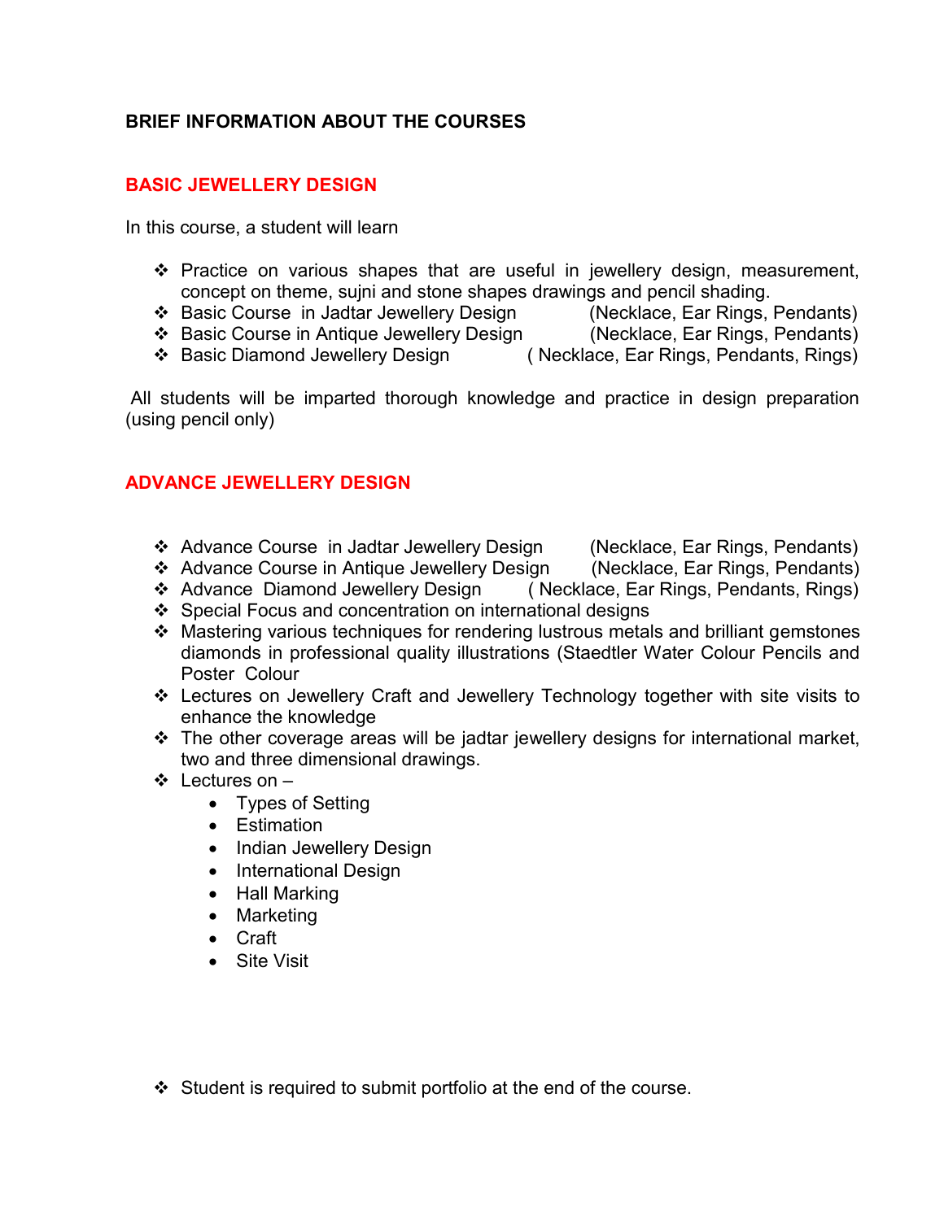## BRIEF INFORMATION ABOUT THE COURSES

### BASIC JEWELLERY DESIGN

In this course, a student will learn

- Practice on various shapes that are useful in jewellery design, measurement, concept on theme, sujni and stone shapes drawings and pencil shading.
- Basic Course in Jadtar Jewellery Design (Necklace, Ear Rings, Pendants)
- Basic Course in Antique Jewellery Design (Necklace, Ear Rings, Pendants)
- Basic Diamond Jewellery Design ( Necklace, Ear Rings, Pendants, Rings)

All students will be imparted thorough knowledge and practice in design preparation (using pencil only)

### ADVANCE JEWELLERY DESIGN

- Advance Course in Jadtar Jewellery Design (Necklace, Ear Rings, Pendants)
- Advance Course in Antique Jewellery Design (Necklace, Ear Rings, Pendants)
- Advance Diamond Jewellery Design ( Necklace, Ear Rings, Pendants, Rings)
- Special Focus and concentration on international designs
- Mastering various techniques for rendering lustrous metals and brilliant gemstones diamonds in professional quality illustrations (Staedtler Water Colour Pencils and Poster Colour
- Lectures on Jewellery Craft and Jewellery Technology together with site visits to enhance the knowledge
- The other coverage areas will be jadtar jewellery designs for international market, two and three dimensional drawings.
- Lectures on –
  - Types of Setting
  - Estimation
  - Indian Jewellery Design
  - International Design
  - Hall Marking
  - Marketing
  - Craft
  - Site Visit

- Student is required to submit portfolio at the end of the course.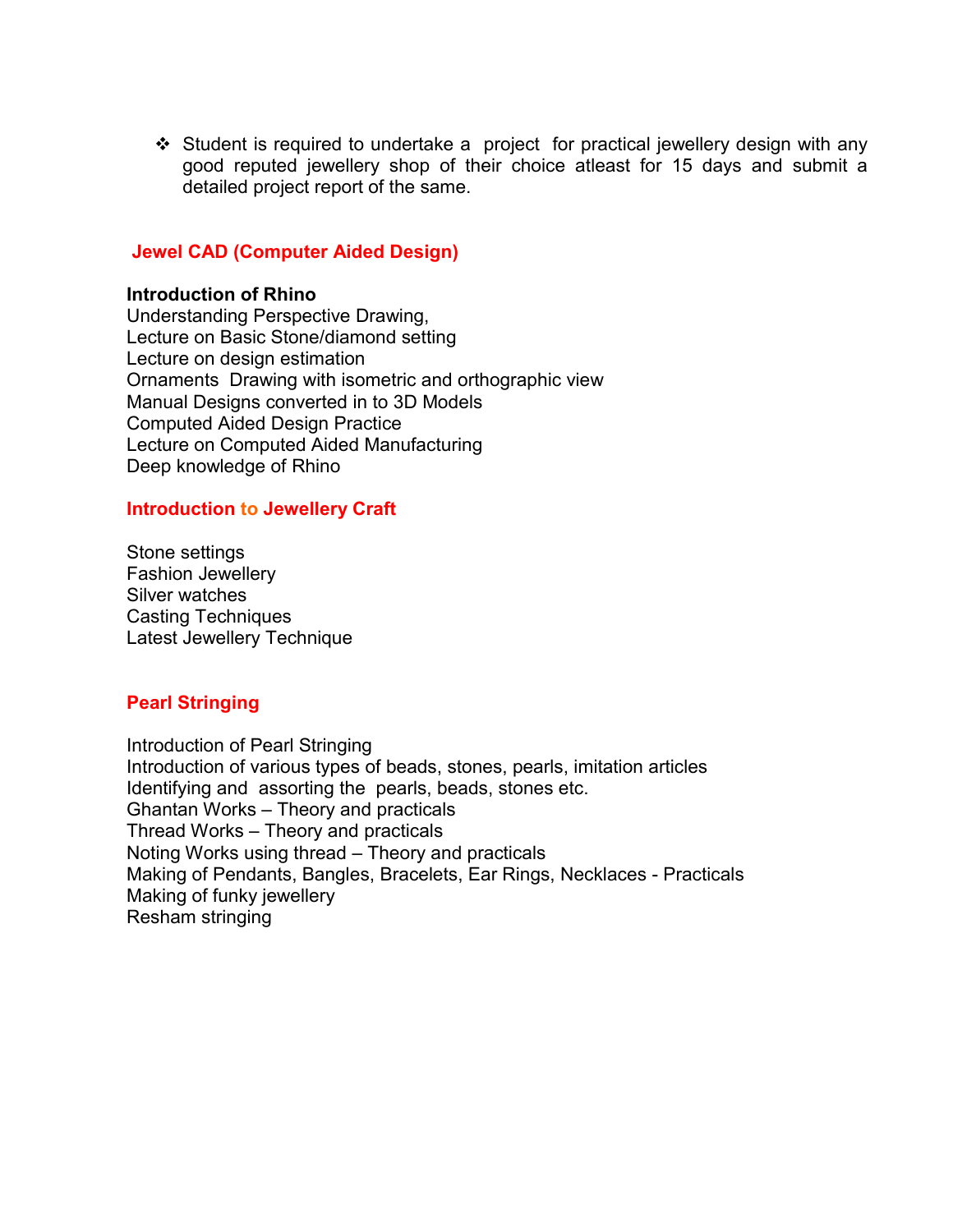- Student is required to undertake a project for practical jewellery design with any good reputed jewellery shop of their choice atleast for 15 days and submit a detailed project report of the same.

## Jewel CAD (Computer Aided Design)

**Introduction of Rhino**

Understanding Perspective Drawing,
Lecture on Basic Stone/diamond setting
Lecture on design estimation
Ornaments Drawing with isometric and orthographic view
Manual Designs converted in to 3D Models
Computed Aided Design Practice
Lecture on Computed Aided Manufacturing
Deep knowledge of Rhino

## Introduction to Jewellery Craft

Stone settings
Fashion Jewellery
Silver watches
Casting Techniques
Latest Jewellery Technique

## Pearl Stringing

Introduction of Pearl Stringing
Introduction of various types of beads, stones, pearls, imitation articles
Identifying and assorting the pearls, beads, stones etc.
Ghantan Works – Theory and practicals
Thread Works – Theory and practicals
Noting Works using thread – Theory and practicals
Making of Pendants, Bangles, Bracelets, Ear Rings, Necklaces - Practicals
Making of funky jewellery
Resham stringing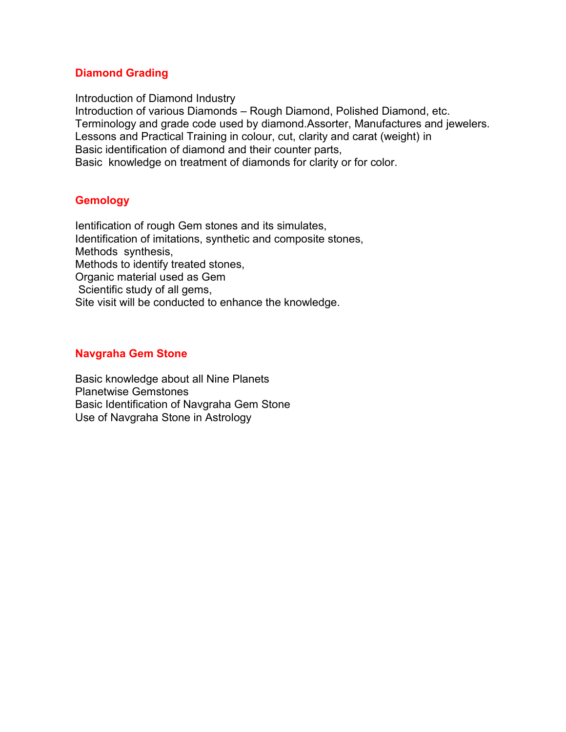## Diamond Grading

Introduction of Diamond Industry
Introduction of various Diamonds – Rough Diamond, Polished Diamond, etc.
Terminology and grade code used by diamond.Assorter, Manufactures and jewelers.
Lessons and Practical Training in colour, cut, clarity and carat (weight) in
Basic identification of diamond and their counter parts,
Basic knowledge on treatment of diamonds for clarity or for color.

## Gemology

Ientification of rough Gem stones and its simulates,
Identification of imitations, synthetic and composite stones,
Methods synthesis,
Methods to identify treated stones,
Organic material used as Gem
Scientific study of all gems,
Site visit will be conducted to enhance the knowledge.

## Navgraha Gem Stone

Basic knowledge about all Nine Planets
Planetwise Gemstones
Basic Identification of Navgraha Gem Stone
Use of Navgraha Stone in Astrology